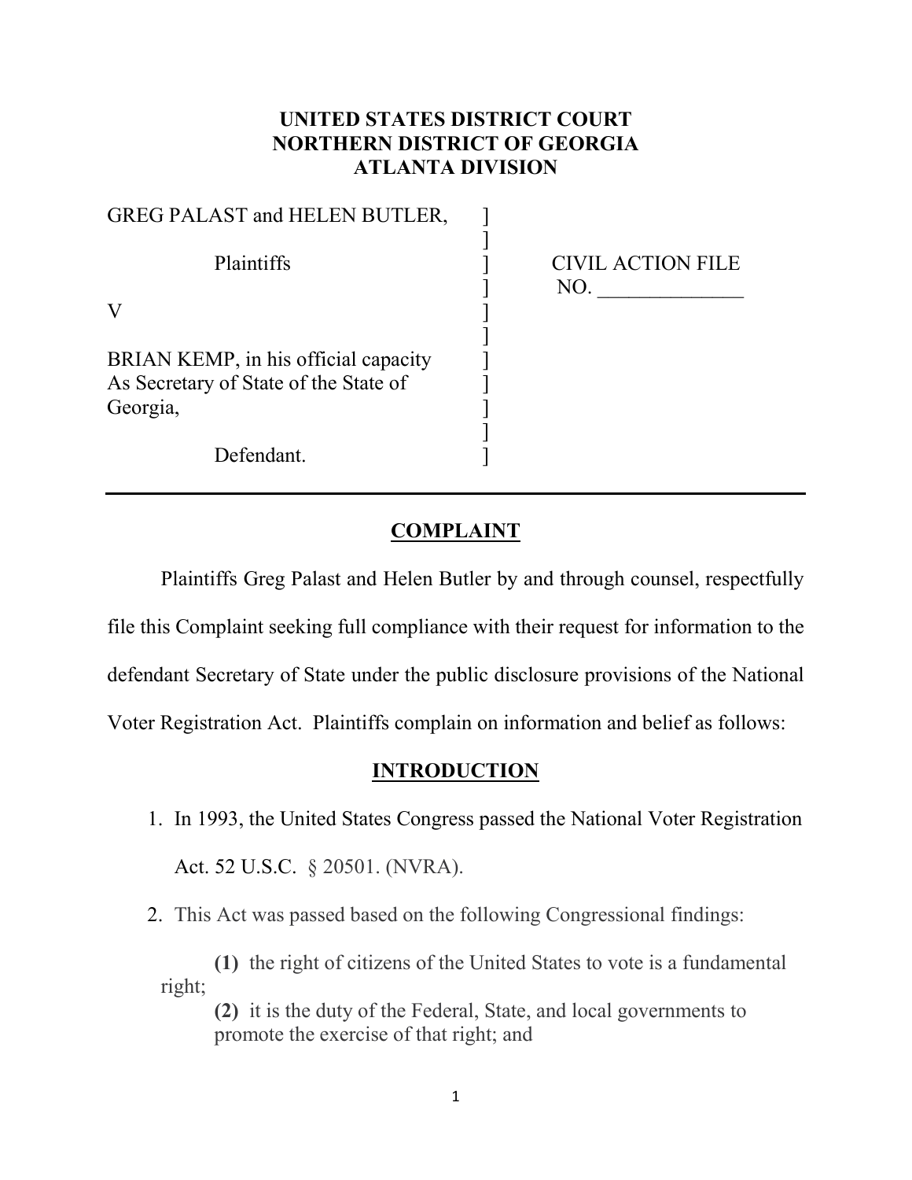**UNITED STATES DISTRICT COURT**
**NORTHERN DISTRICT OF GEORGIA**
**ATLANTA DIVISION**

| | | |
|---|---|---|
| GREG PALAST and HELEN BUTLER, | ] | |
| | ] | |
| Plaintiffs | ] | CIVIL ACTION FILE |
| | ] | NO. ______________ |
| V | ] | |
| | ] | |
| BRIAN KEMP, in his official capacity As Secretary of State of the State of Georgia, | ] | |
| | ] | |
| Defendant. | ] | |

---

## COMPLAINT

Plaintiffs Greg Palast and Helen Butler by and through counsel, respectfully file this Complaint seeking full compliance with their request for information to the defendant Secretary of State under the public disclosure provisions of the National Voter Registration Act. Plaintiffs complain on information and belief as follows:

## INTRODUCTION

1. In 1993, the United States Congress passed the National Voter Registration Act. 52 U.S.C. § 20501. (NVRA).
2. This Act was passed based on the following Congressional findings:

   **(1)** the right of citizens of the United States to vote is a fundamental right;

   **(2)** it is the duty of the Federal, State, and local governments to promote the exercise of that right; and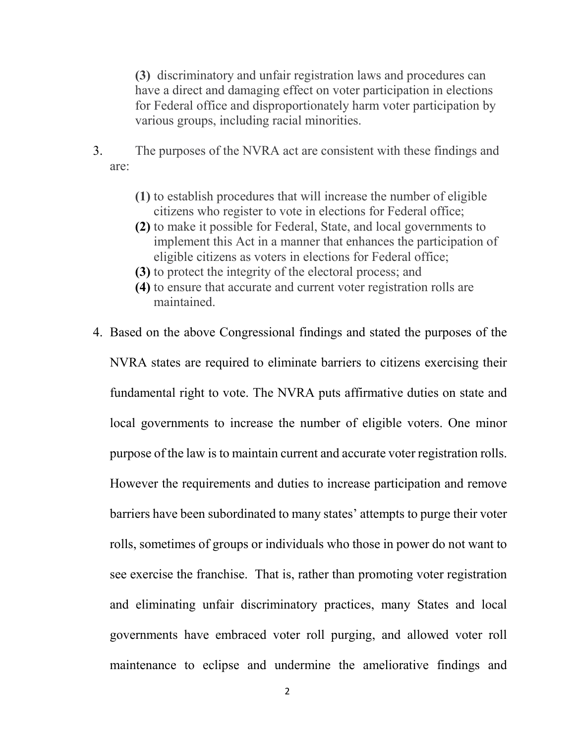**(3)** discriminatory and unfair registration laws and procedures can have a direct and damaging effect on voter participation in elections for Federal office and disproportionately harm voter participation by various groups, including racial minorities.

3. The purposes of the NVRA act are consistent with these findings and are:

   **(1)** to establish procedures that will increase the number of eligible citizens who register to vote in elections for Federal office;
   **(2)** to make it possible for Federal, State, and local governments to implement this Act in a manner that enhances the participation of eligible citizens as voters in elections for Federal office;
   **(3)** to protect the integrity of the electoral process; and
   **(4)** to ensure that accurate and current voter registration rolls are maintained.

4. Based on the above Congressional findings and stated the purposes of the NVRA states are required to eliminate barriers to citizens exercising their fundamental right to vote. The NVRA puts affirmative duties on state and local governments to increase the number of eligible voters. One minor purpose of the law is to maintain current and accurate voter registration rolls. However the requirements and duties to increase participation and remove barriers have been subordinated to many states' attempts to purge their voter rolls, sometimes of groups or individuals who those in power do not want to see exercise the franchise. That is, rather than promoting voter registration and eliminating unfair discriminatory practices, many States and local governments have embraced voter roll purging, and allowed voter roll maintenance to eclipse and undermine the ameliorative findings and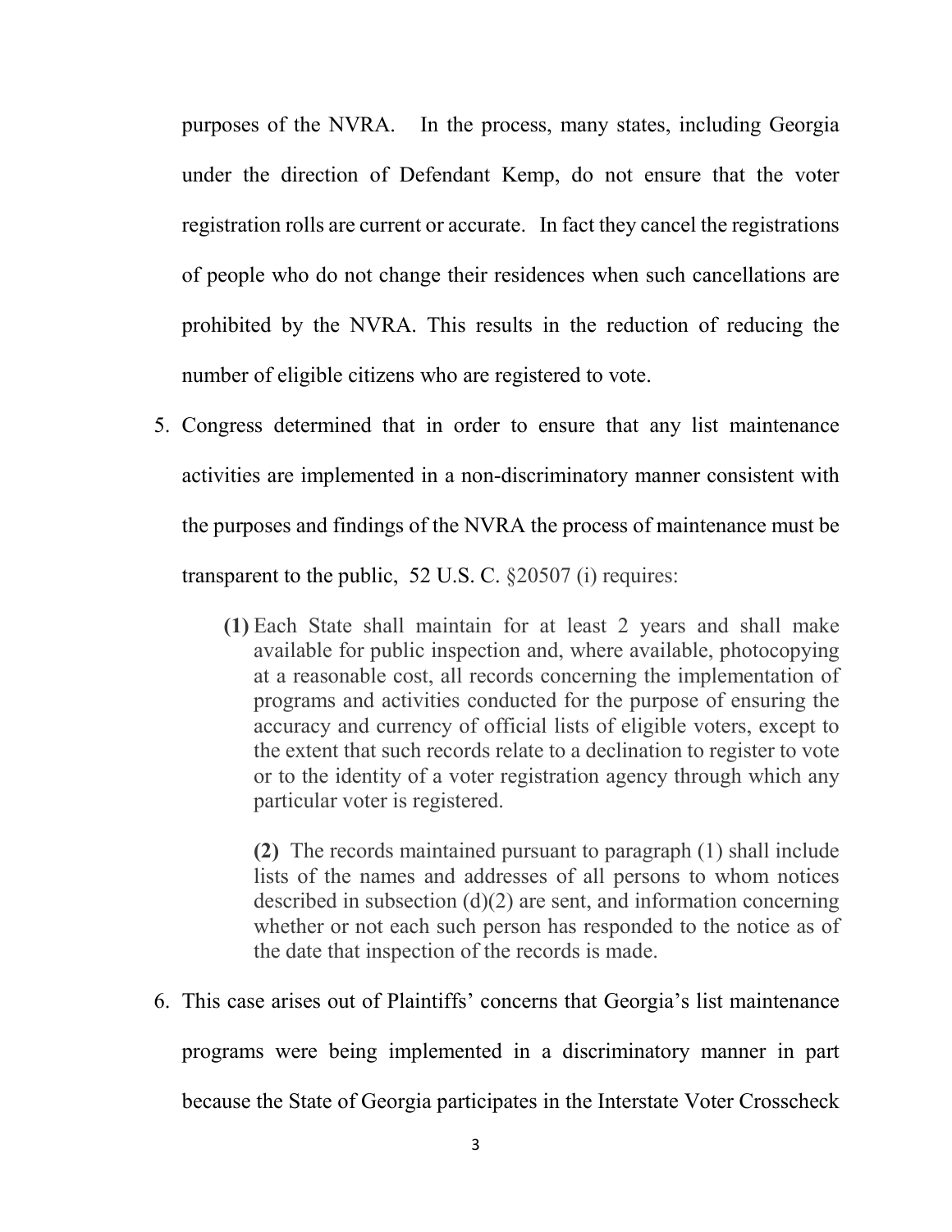purposes of the NVRA. In the process, many states, including Georgia under the direction of Defendant Kemp, do not ensure that the voter registration rolls are current or accurate. In fact they cancel the registrations of people who do not change their residences when such cancellations are prohibited by the NVRA. This results in the reduction of reducing the number of eligible citizens who are registered to vote.

5. Congress determined that in order to ensure that any list maintenance activities are implemented in a non-discriminatory manner consistent with the purposes and findings of the NVRA the process of maintenance must be transparent to the public, 52 U.S. C. §20507 (i) requires:

   > **(1)** Each State shall maintain for at least 2 years and shall make available for public inspection and, where available, photocopying at a reasonable cost, all records concerning the implementation of programs and activities conducted for the purpose of ensuring the accuracy and currency of official lists of eligible voters, except to the extent that such records relate to a declination to register to vote or to the identity of a voter registration agency through which any particular voter is registered.
   >
   > **(2)** The records maintained pursuant to paragraph (1) shall include lists of the names and addresses of all persons to whom notices described in subsection (d)(2) are sent, and information concerning whether or not each such person has responded to the notice as of the date that inspection of the records is made.

6. This case arises out of Plaintiffs' concerns that Georgia's list maintenance programs were being implemented in a discriminatory manner in part because the State of Georgia participates in the Interstate Voter Crosscheck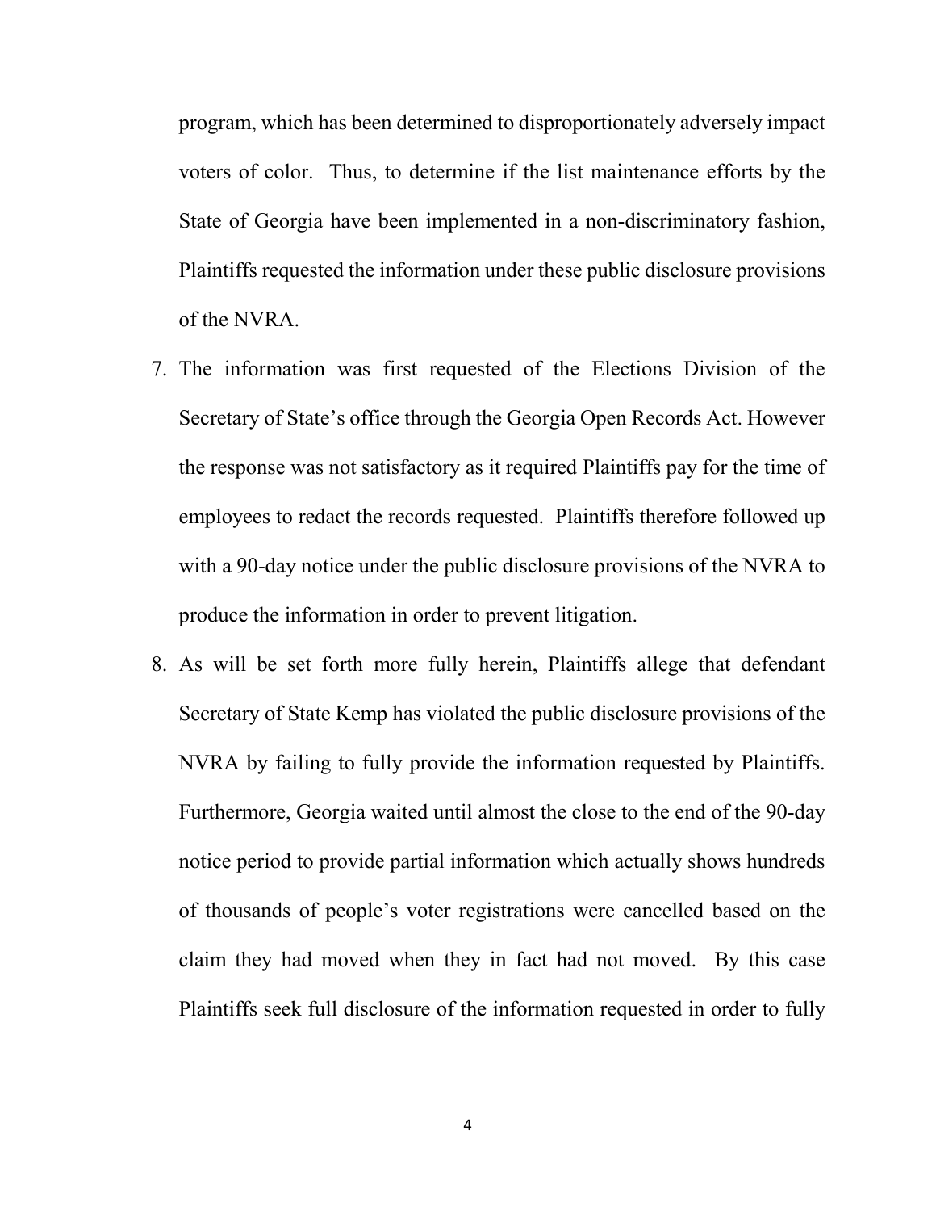program, which has been determined to disproportionately adversely impact voters of color. Thus, to determine if the list maintenance efforts by the State of Georgia have been implemented in a non-discriminatory fashion, Plaintiffs requested the information under these public disclosure provisions of the NVRA.

7. The information was first requested of the Elections Division of the Secretary of State's office through the Georgia Open Records Act. However the response was not satisfactory as it required Plaintiffs pay for the time of employees to redact the records requested. Plaintiffs therefore followed up with a 90-day notice under the public disclosure provisions of the NVRA to produce the information in order to prevent litigation.

8. As will be set forth more fully herein, Plaintiffs allege that defendant Secretary of State Kemp has violated the public disclosure provisions of the NVRA by failing to fully provide the information requested by Plaintiffs. Furthermore, Georgia waited until almost the close to the end of the 90-day notice period to provide partial information which actually shows hundreds of thousands of people's voter registrations were cancelled based on the claim they had moved when they in fact had not moved. By this case Plaintiffs seek full disclosure of the information requested in order to fully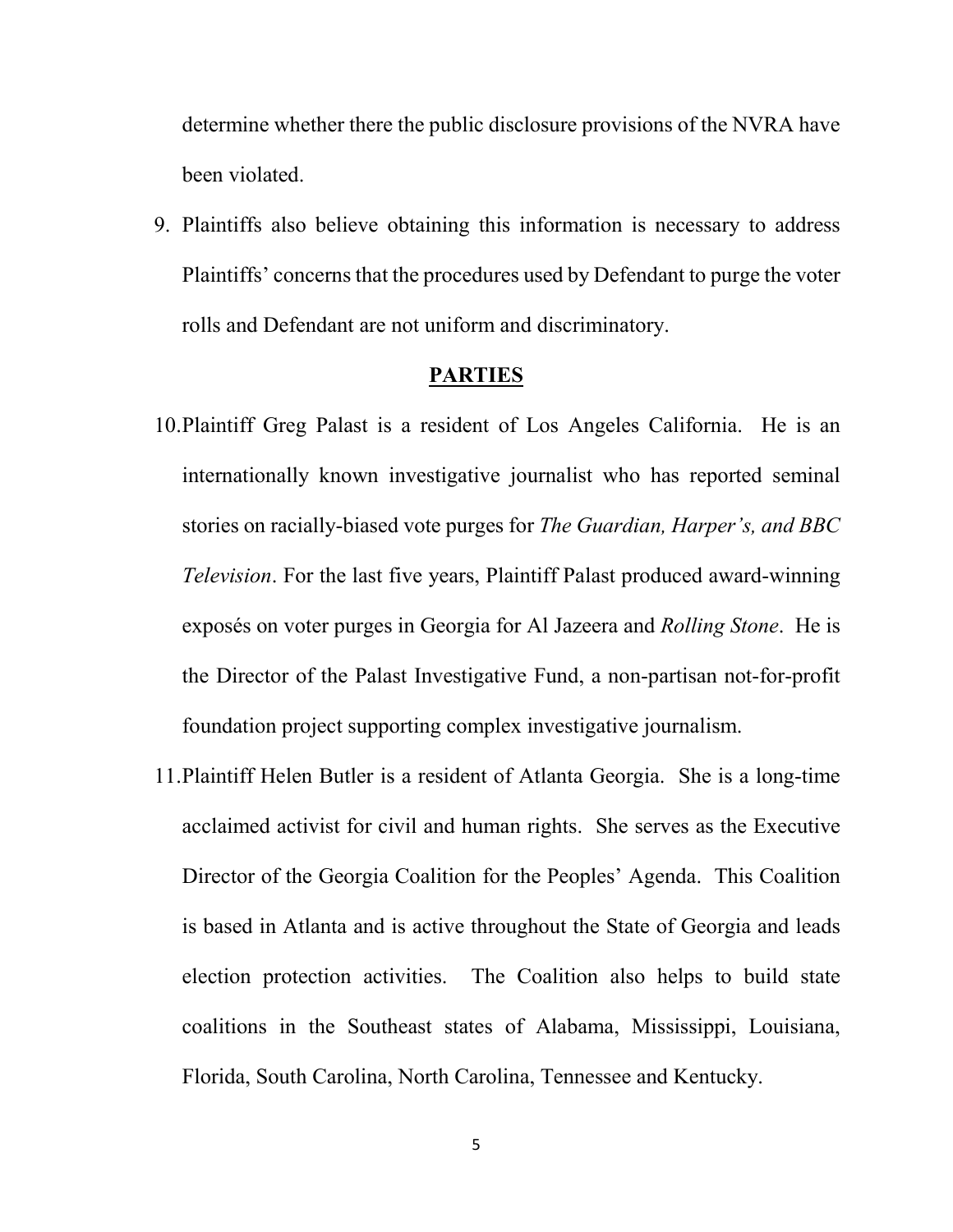determine whether there the public disclosure provisions of the NVRA have been violated.

9. Plaintiffs also believe obtaining this information is necessary to address Plaintiffs' concerns that the procedures used by Defendant to purge the voter rolls and Defendant are not uniform and discriminatory.

## PARTIES

10. Plaintiff Greg Palast is a resident of Los Angeles California. He is an internationally known investigative journalist who has reported seminal stories on racially-biased vote purges for *The Guardian, Harper's, and BBC Television*. For the last five years, Plaintiff Palast produced award-winning exposés on voter purges in Georgia for Al Jazeera and *Rolling Stone*. He is the Director of the Palast Investigative Fund, a non-partisan not-for-profit foundation project supporting complex investigative journalism.

11. Plaintiff Helen Butler is a resident of Atlanta Georgia. She is a long-time acclaimed activist for civil and human rights. She serves as the Executive Director of the Georgia Coalition for the Peoples' Agenda. This Coalition is based in Atlanta and is active throughout the State of Georgia and leads election protection activities. The Coalition also helps to build state coalitions in the Southeast states of Alabama, Mississippi, Louisiana, Florida, South Carolina, North Carolina, Tennessee and Kentucky.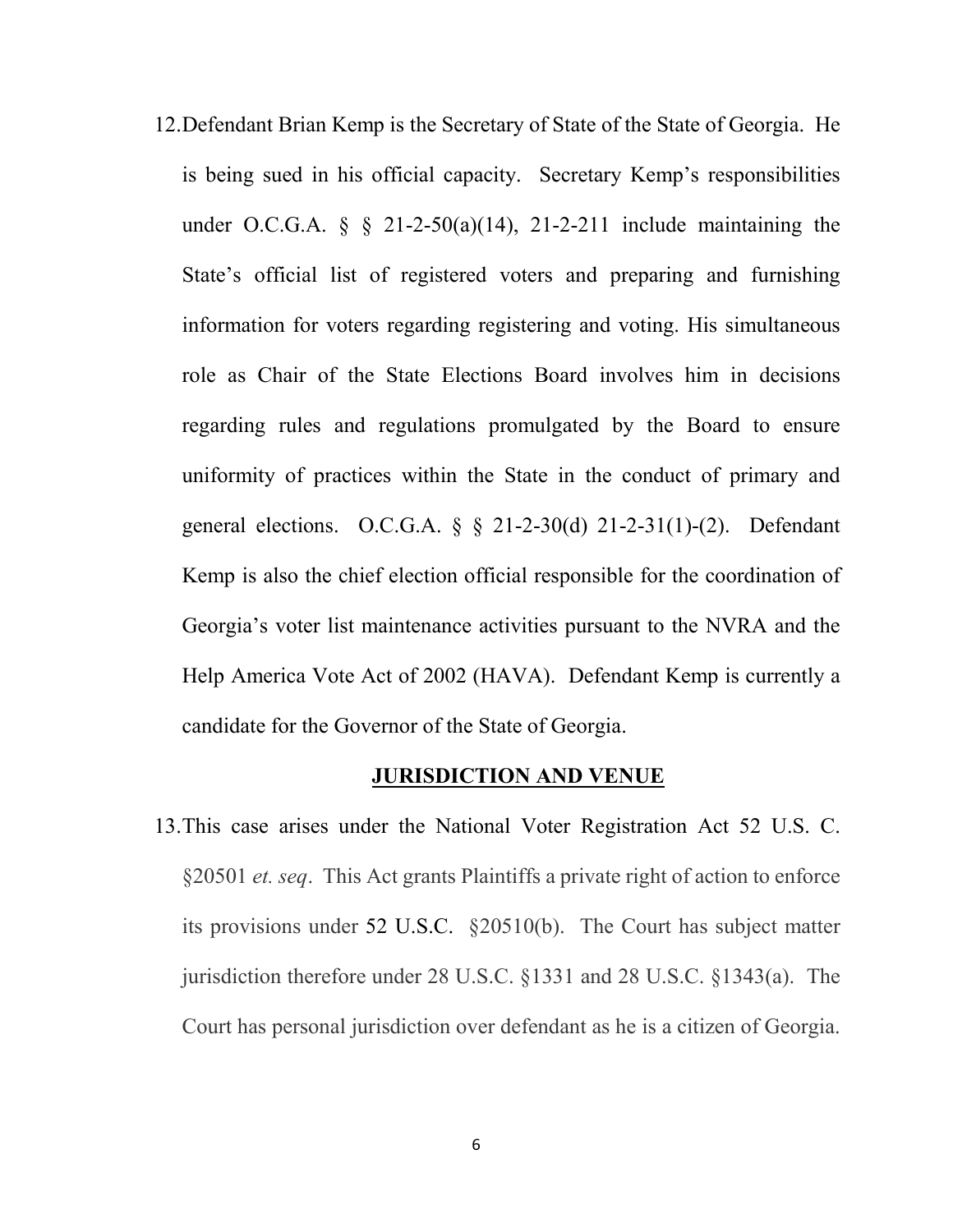12. Defendant Brian Kemp is the Secretary of State of the State of Georgia. He is being sued in his official capacity. Secretary Kemp's responsibilities under O.C.G.A. § § 21-2-50(a)(14), 21-2-211 include maintaining the State's official list of registered voters and preparing and furnishing information for voters regarding registering and voting. His simultaneous role as Chair of the State Elections Board involves him in decisions regarding rules and regulations promulgated by the Board to ensure uniformity of practices within the State in the conduct of primary and general elections. O.C.G.A. § § 21-2-30(d) 21-2-31(1)-(2). Defendant Kemp is also the chief election official responsible for the coordination of Georgia's voter list maintenance activities pursuant to the NVRA and the Help America Vote Act of 2002 (HAVA). Defendant Kemp is currently a candidate for the Governor of the State of Georgia.

## JURISDICTION AND VENUE

13. This case arises under the National Voter Registration Act 52 U.S. C. §20501 *et. seq*. This Act grants Plaintiffs a private right of action to enforce its provisions under 52 U.S.C. §20510(b). The Court has subject matter jurisdiction therefore under 28 U.S.C. §1331 and 28 U.S.C. §1343(a). The Court has personal jurisdiction over defendant as he is a citizen of Georgia.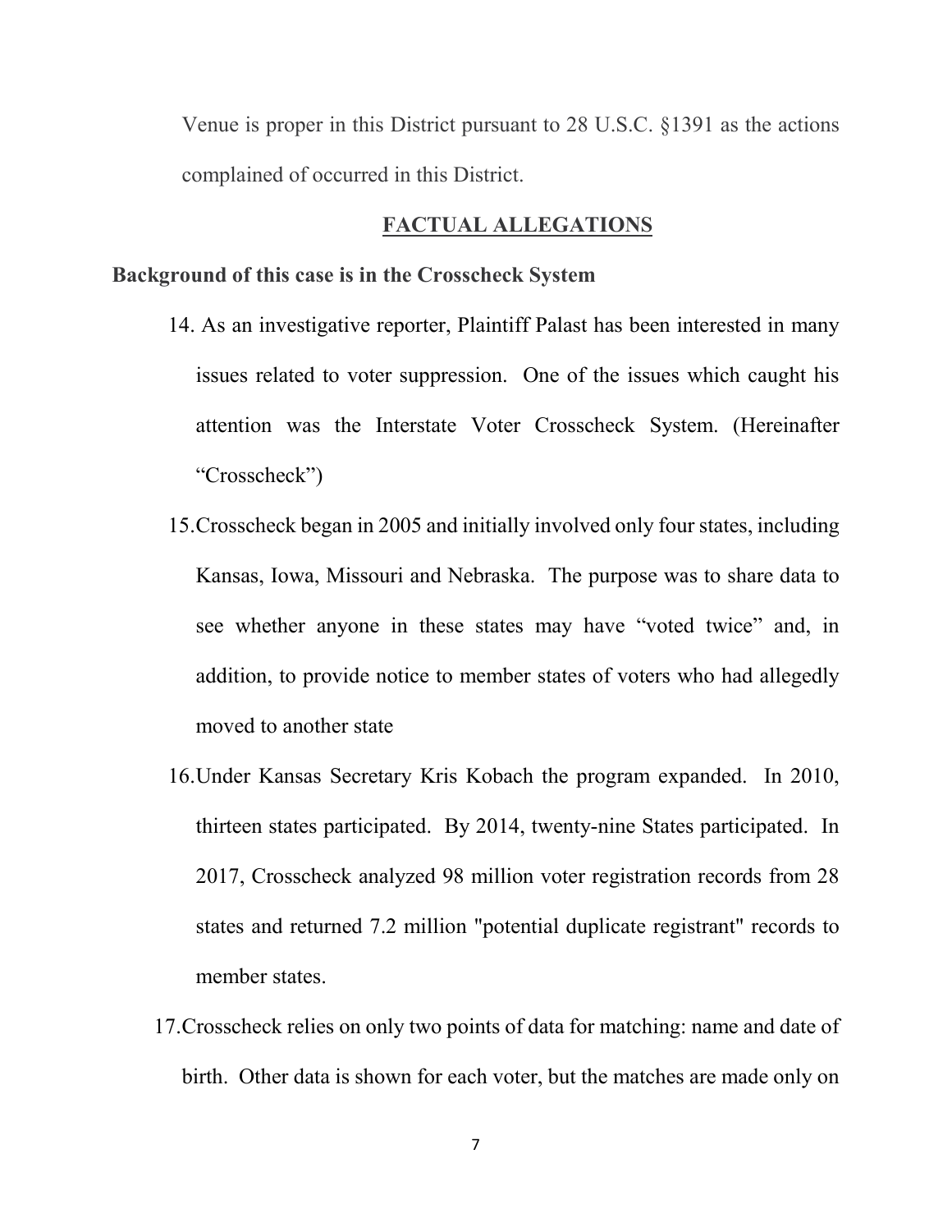Venue is proper in this District pursuant to 28 U.S.C. §1391 as the actions complained of occurred in this District.

## FACTUAL ALLEGATIONS

**Background of this case is in the Crosscheck System**

14. As an investigative reporter, Plaintiff Palast has been interested in many issues related to voter suppression. One of the issues which caught his attention was the Interstate Voter Crosscheck System. (Hereinafter "Crosscheck")

15. Crosscheck began in 2005 and initially involved only four states, including Kansas, Iowa, Missouri and Nebraska. The purpose was to share data to see whether anyone in these states may have "voted twice" and, in addition, to provide notice to member states of voters who had allegedly moved to another state

16. Under Kansas Secretary Kris Kobach the program expanded. In 2010, thirteen states participated. By 2014, twenty-nine States participated. In 2017, Crosscheck analyzed 98 million voter registration records from 28 states and returned 7.2 million "potential duplicate registrant" records to member states.

17. Crosscheck relies on only two points of data for matching: name and date of birth. Other data is shown for each voter, but the matches are made only on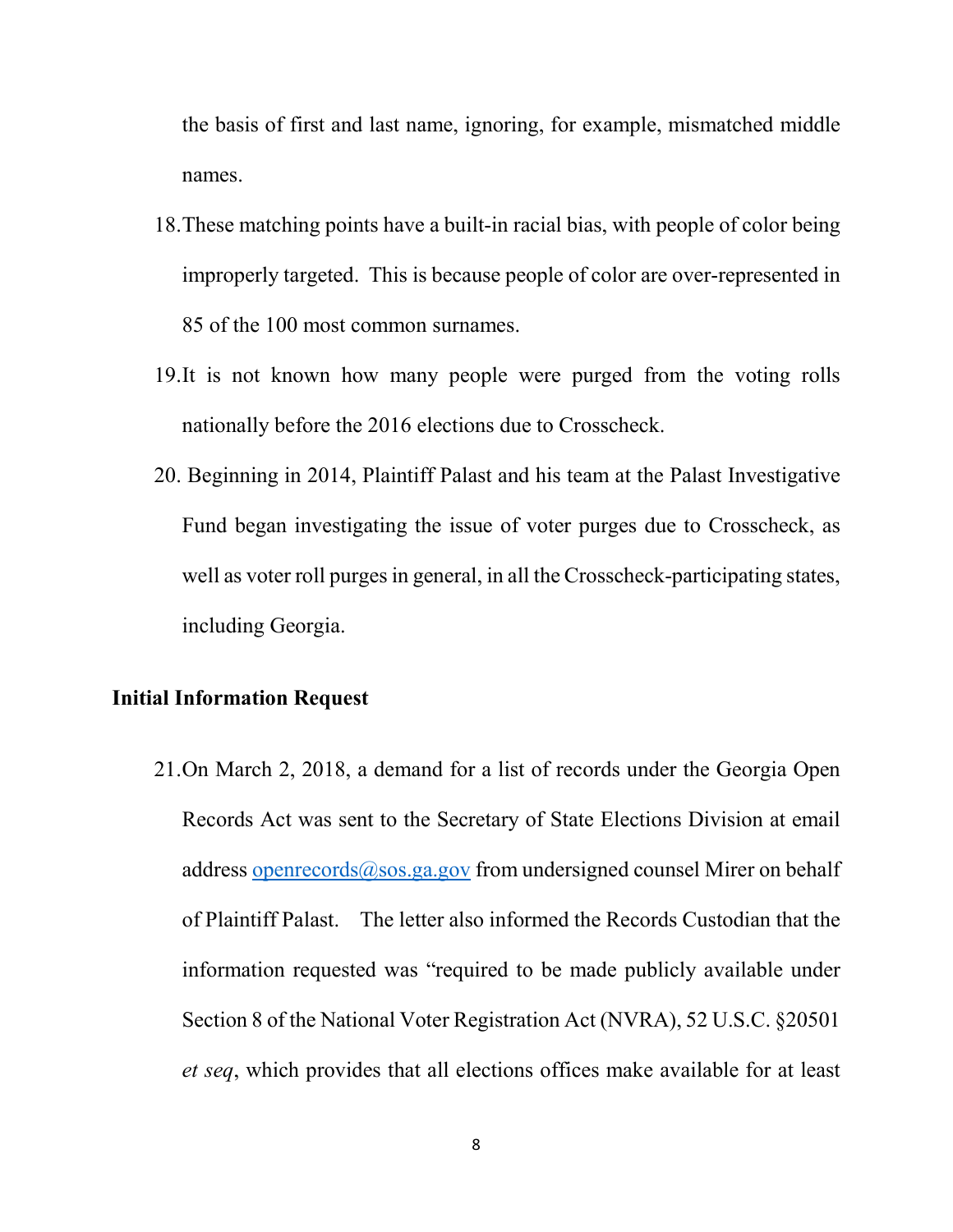the basis of first and last name, ignoring, for example, mismatched middle names.

18. These matching points have a built-in racial bias, with people of color being improperly targeted. This is because people of color are over-represented in 85 of the 100 most common surnames.

19. It is not known how many people were purged from the voting rolls nationally before the 2016 elections due to Crosscheck.

20. Beginning in 2014, Plaintiff Palast and his team at the Palast Investigative Fund began investigating the issue of voter purges due to Crosscheck, as well as voter roll purges in general, in all the Crosscheck-participating states, including Georgia.

**Initial Information Request**

21. On March 2, 2018, a demand for a list of records under the Georgia Open Records Act was sent to the Secretary of State Elections Division at email address openrecords@sos.ga.gov from undersigned counsel Mirer on behalf of Plaintiff Palast. The letter also informed the Records Custodian that the information requested was "required to be made publicly available under Section 8 of the National Voter Registration Act (NVRA), 52 U.S.C. §20501 *et seq*, which provides that all elections offices make available for at least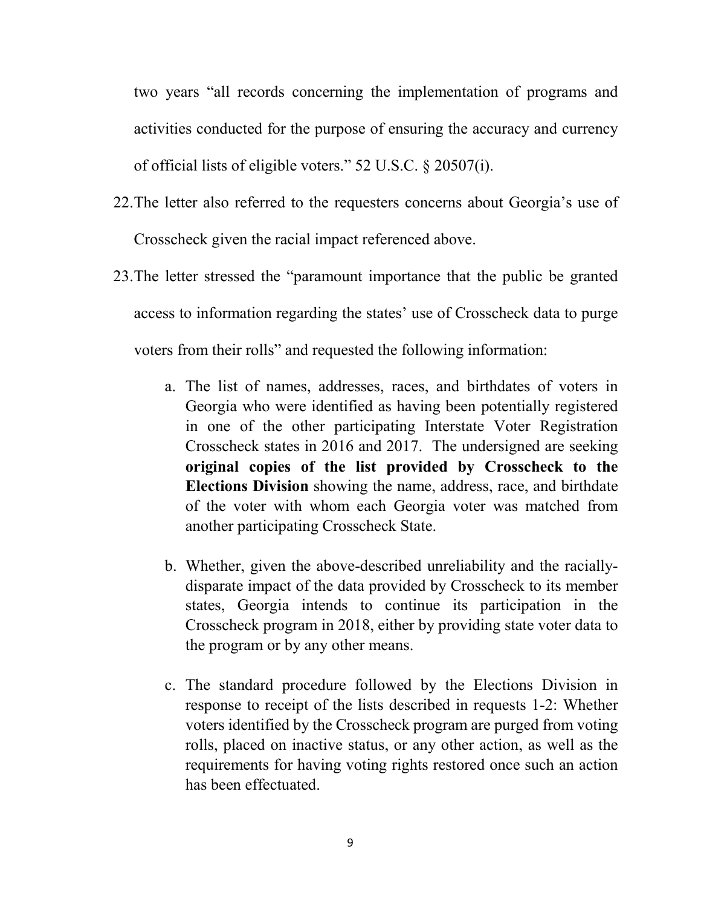two years "all records concerning the implementation of programs and activities conducted for the purpose of ensuring the accuracy and currency of official lists of eligible voters." 52 U.S.C. § 20507(i).

22. The letter also referred to the requesters concerns about Georgia's use of Crosscheck given the racial impact referenced above.

23. The letter stressed the "paramount importance that the public be granted access to information regarding the states' use of Crosscheck data to purge voters from their rolls" and requested the following information:

    a. The list of names, addresses, races, and birthdates of voters in Georgia who were identified as having been potentially registered in one of the other participating Interstate Voter Registration Crosscheck states in 2016 and 2017. The undersigned are seeking **original copies of the list provided by Crosscheck to the Elections Division** showing the name, address, race, and birthdate of the voter with whom each Georgia voter was matched from another participating Crosscheck State.

    b. Whether, given the above-described unreliability and the racially-disparate impact of the data provided by Crosscheck to its member states, Georgia intends to continue its participation in the Crosscheck program in 2018, either by providing state voter data to the program or by any other means.

    c. The standard procedure followed by the Elections Division in response to receipt of the lists described in requests 1-2: Whether voters identified by the Crosscheck program are purged from voting rolls, placed on inactive status, or any other action, as well as the requirements for having voting rights restored once such an action has been effectuated.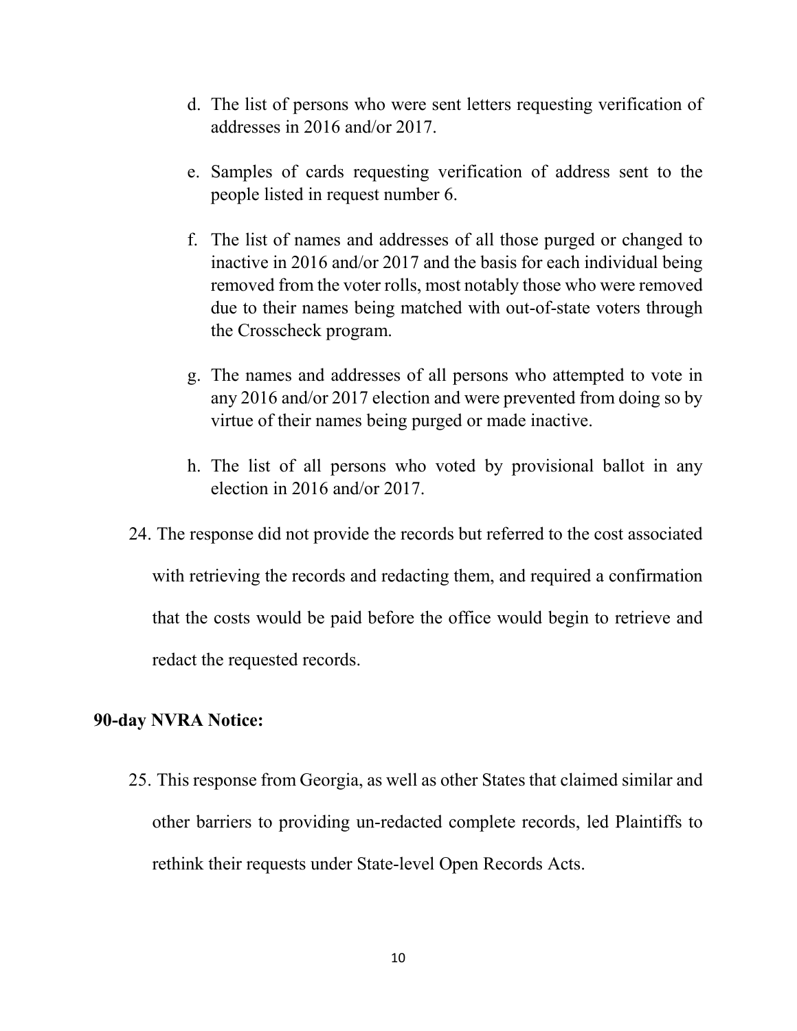d. The list of persons who were sent letters requesting verification of addresses in 2016 and/or 2017.

e. Samples of cards requesting verification of address sent to the people listed in request number 6.

f. The list of names and addresses of all those purged or changed to inactive in 2016 and/or 2017 and the basis for each individual being removed from the voter rolls, most notably those who were removed due to their names being matched with out-of-state voters through the Crosscheck program.

g. The names and addresses of all persons who attempted to vote in any 2016 and/or 2017 election and were prevented from doing so by virtue of their names being purged or made inactive.

h. The list of all persons who voted by provisional ballot in any election in 2016 and/or 2017.

24. The response did not provide the records but referred to the cost associated with retrieving the records and redacting them, and required a confirmation that the costs would be paid before the office would begin to retrieve and redact the requested records.

**90-day NVRA Notice:**

25. This response from Georgia, as well as other States that claimed similar and other barriers to providing un-redacted complete records, led Plaintiffs to rethink their requests under State-level Open Records Acts.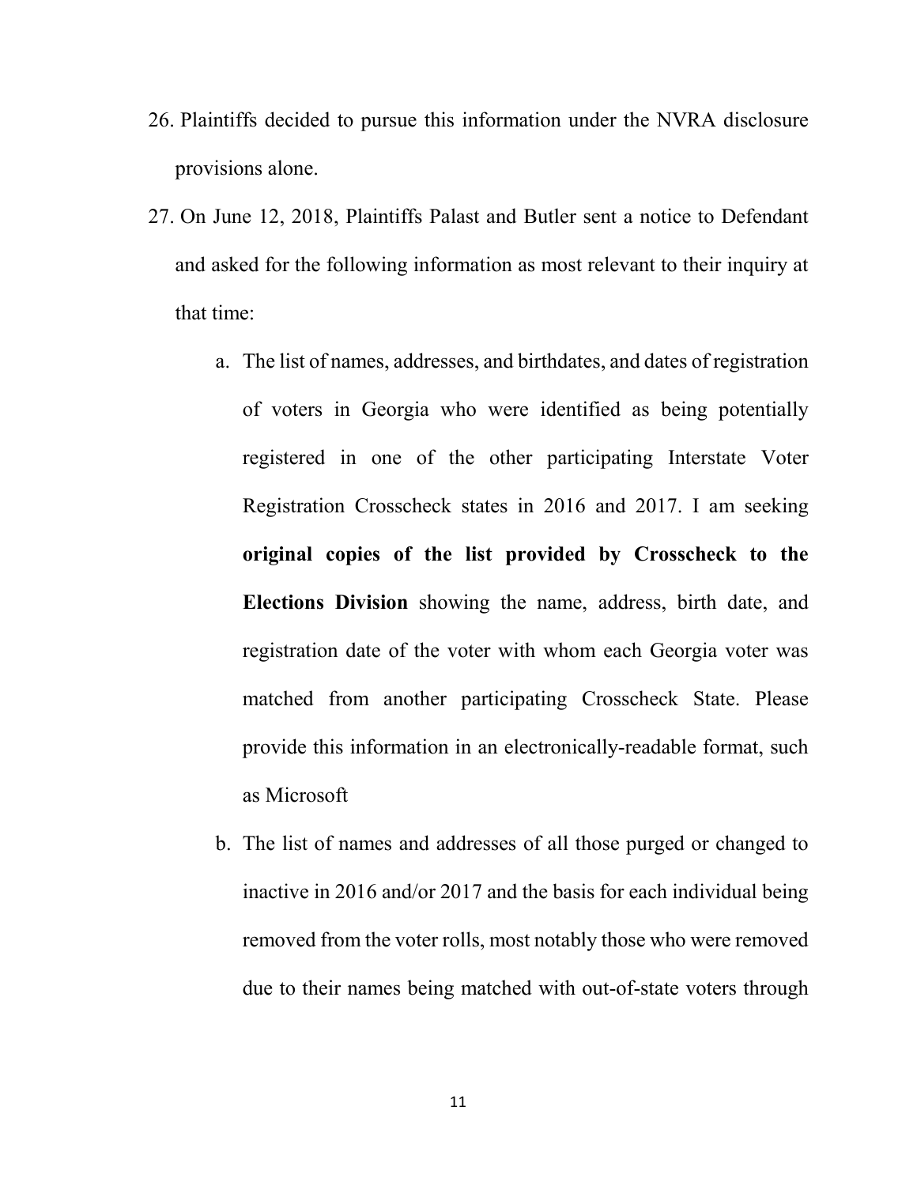26. Plaintiffs decided to pursue this information under the NVRA disclosure provisions alone.

27. On June 12, 2018, Plaintiffs Palast and Butler sent a notice to Defendant and asked for the following information as most relevant to their inquiry at that time:

    a. The list of names, addresses, and birthdates, and dates of registration of voters in Georgia who were identified as being potentially registered in one of the other participating Interstate Voter Registration Crosscheck states in 2016 and 2017. I am seeking **original copies of the list provided by Crosscheck to the Elections Division** showing the name, address, birth date, and registration date of the voter with whom each Georgia voter was matched from another participating Crosscheck State. Please provide this information in an electronically-readable format, such as Microsoft

    b. The list of names and addresses of all those purged or changed to inactive in 2016 and/or 2017 and the basis for each individual being removed from the voter rolls, most notably those who were removed due to their names being matched with out-of-state voters through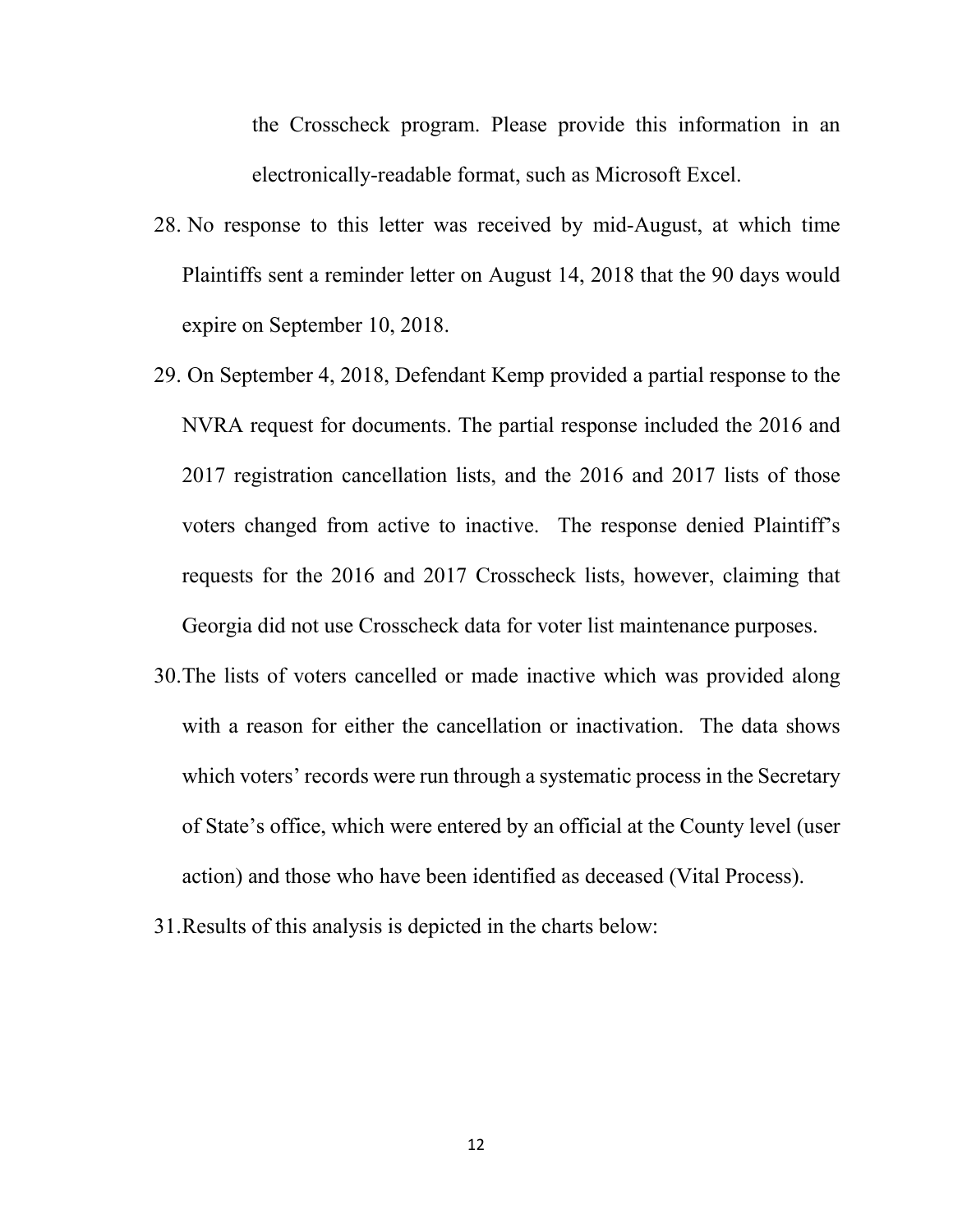the Crosscheck program. Please provide this information in an electronically-readable format, such as Microsoft Excel.

28. No response to this letter was received by mid-August, at which time Plaintiffs sent a reminder letter on August 14, 2018 that the 90 days would expire on September 10, 2018.

29. On September 4, 2018, Defendant Kemp provided a partial response to the NVRA request for documents. The partial response included the 2016 and 2017 registration cancellation lists, and the 2016 and 2017 lists of those voters changed from active to inactive. The response denied Plaintiff's requests for the 2016 and 2017 Crosscheck lists, however, claiming that Georgia did not use Crosscheck data for voter list maintenance purposes.

30. The lists of voters cancelled or made inactive which was provided along with a reason for either the cancellation or inactivation. The data shows which voters' records were run through a systematic process in the Secretary of State's office, which were entered by an official at the County level (user action) and those who have been identified as deceased (Vital Process).

31. Results of this analysis is depicted in the charts below: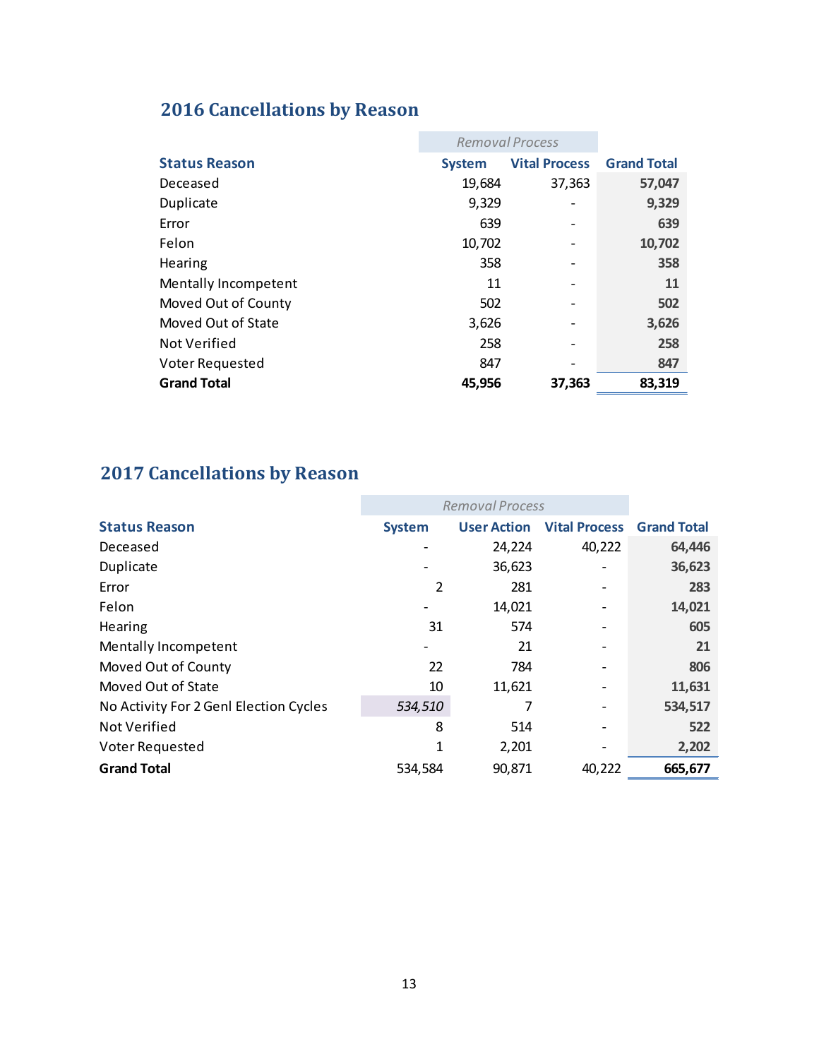## 2016 Cancellations by Reason

| Status Reason | Removal Process | | Grand Total |
|---|---|---|---|
| | System | Vital Process | |
| Deceased | 19,684 | 37,363 | 57,047 |
| Duplicate | 9,329 | - | 9,329 |
| Error | 639 | - | 639 |
| Felon | 10,702 | - | 10,702 |
| Hearing | 358 | - | 358 |
| Mentally Incompetent | 11 | - | 11 |
| Moved Out of County | 502 | - | 502 |
| Moved Out of State | 3,626 | - | 3,626 |
| Not Verified | 258 | - | 258 |
| Voter Requested | 847 | - | 847 |
| **Grand Total** | **45,956** | **37,363** | **83,319** |

## 2017 Cancellations by Reason

| Status Reason | Removal Process | | | Grand Total |
|---|---|---|---|---|
| | System | User Action | Vital Process | |
| Deceased | - | 24,224 | 40,222 | 64,446 |
| Duplicate | - | 36,623 | - | 36,623 |
| Error | 2 | 281 | - | 283 |
| Felon | - | 14,021 | - | 14,021 |
| Hearing | 31 | 574 | - | 605 |
| Mentally Incompetent | - | 21 | - | 21 |
| Moved Out of County | 22 | 784 | - | 806 |
| Moved Out of State | 10 | 11,621 | - | 11,631 |
| No Activity For 2 Genl Election Cycles | *534,510* | 7 | - | 534,517 |
| Not Verified | 8 | 514 | - | 522 |
| Voter Requested | 1 | 2,201 | - | 2,202 |
| **Grand Total** | 534,584 | 90,871 | 40,222 | **665,677** |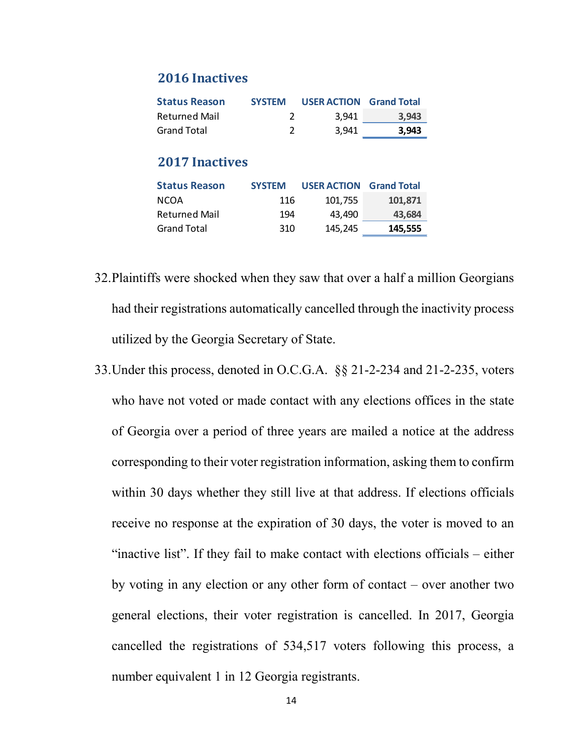### 2016 Inactives

| Status Reason | SYSTEM | USER ACTION | Grand Total |
|---|---|---|---|
| Returned Mail | 2 | 3,941 | 3,943 |
| Grand Total | 2 | 3,941 | **3,943** |

### 2017 Inactives

| Status Reason | SYSTEM | USER ACTION | Grand Total |
|---|---|---|---|
| NCOA | 116 | 101,755 | 101,871 |
| Returned Mail | 194 | 43,490 | 43,684 |
| Grand Total | 310 | 145,245 | **145,555** |

32. Plaintiffs were shocked when they saw that over a half a million Georgians had their registrations automatically cancelled through the inactivity process utilized by the Georgia Secretary of State.

33. Under this process, denoted in O.C.G.A. §§ 21-2-234 and 21-2-235, voters who have not voted or made contact with any elections offices in the state of Georgia over a period of three years are mailed a notice at the address corresponding to their voter registration information, asking them to confirm within 30 days whether they still live at that address. If elections officials receive no response at the expiration of 30 days, the voter is moved to an "inactive list". If they fail to make contact with elections officials – either by voting in any election or any other form of contact – over another two general elections, their voter registration is cancelled. In 2017, Georgia cancelled the registrations of 534,517 voters following this process, a number equivalent 1 in 12 Georgia registrants.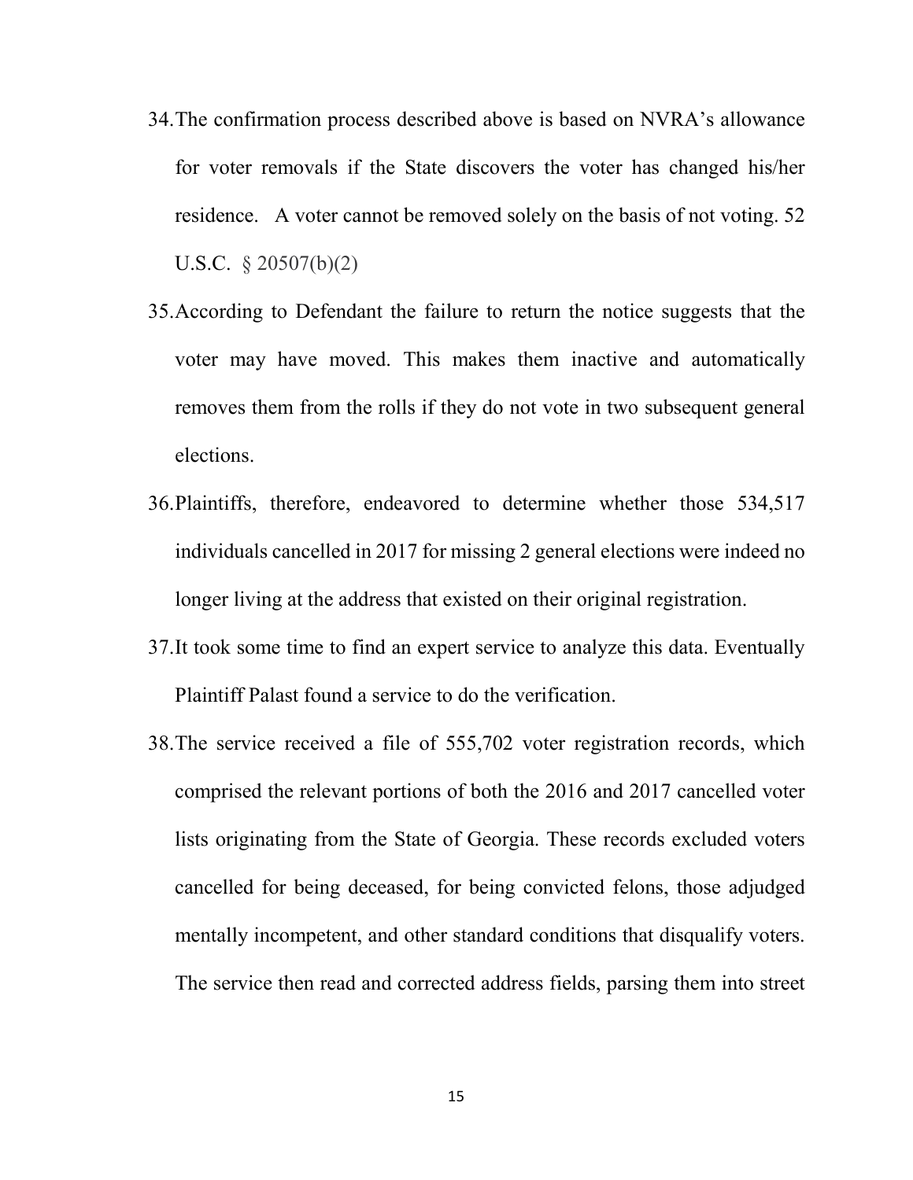34. The confirmation process described above is based on NVRA's allowance for voter removals if the State discovers the voter has changed his/her residence. A voter cannot be removed solely on the basis of not voting. 52 U.S.C. § 20507(b)(2)

35. According to Defendant the failure to return the notice suggests that the voter may have moved. This makes them inactive and automatically removes them from the rolls if they do not vote in two subsequent general elections.

36. Plaintiffs, therefore, endeavored to determine whether those 534,517 individuals cancelled in 2017 for missing 2 general elections were indeed no longer living at the address that existed on their original registration.

37. It took some time to find an expert service to analyze this data. Eventually Plaintiff Palast found a service to do the verification.

38. The service received a file of 555,702 voter registration records, which comprised the relevant portions of both the 2016 and 2017 cancelled voter lists originating from the State of Georgia. These records excluded voters cancelled for being deceased, for being convicted felons, those adjudged mentally incompetent, and other standard conditions that disqualify voters. The service then read and corrected address fields, parsing them into street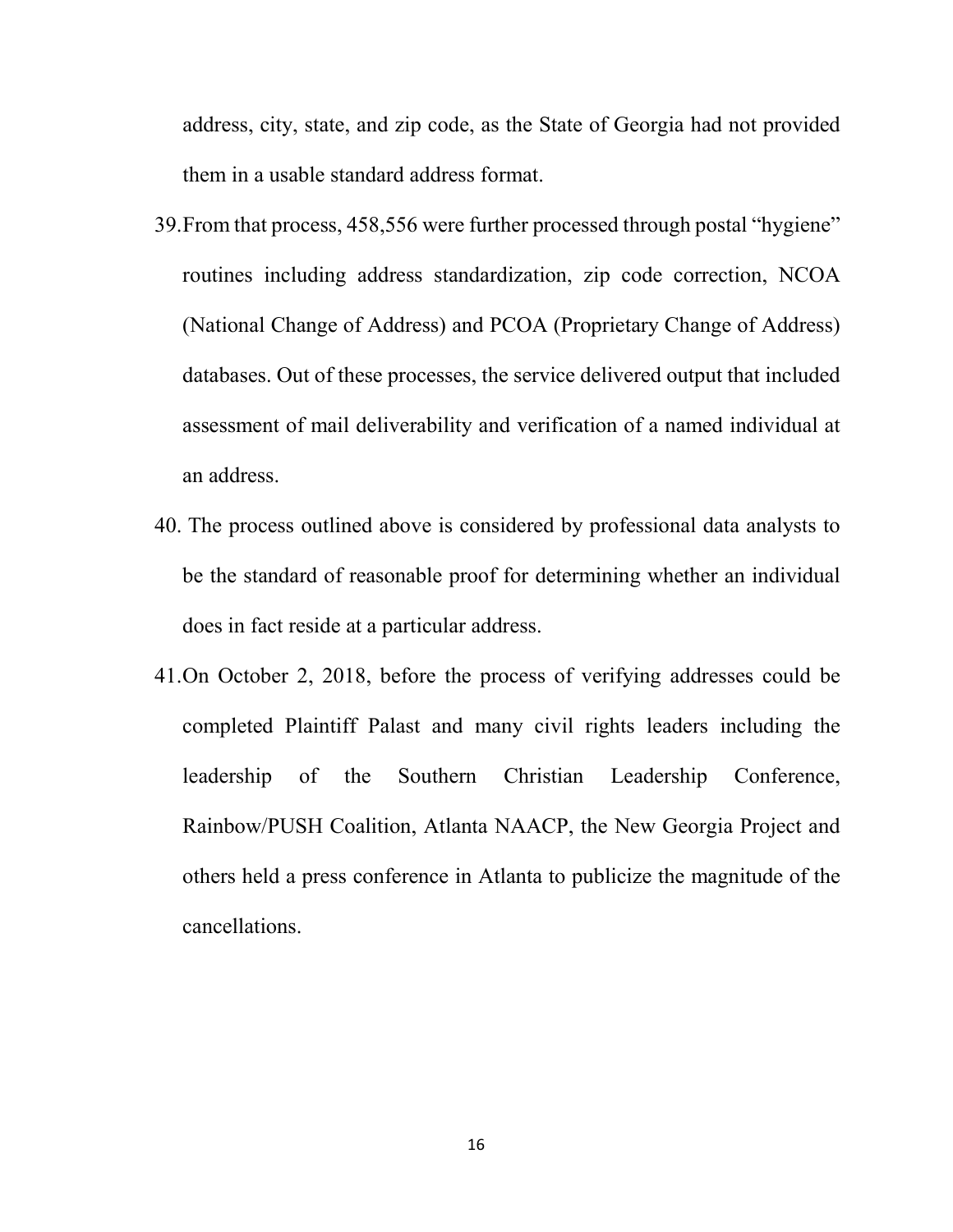address, city, state, and zip code, as the State of Georgia had not provided them in a usable standard address format.

39. From that process, 458,556 were further processed through postal "hygiene" routines including address standardization, zip code correction, NCOA (National Change of Address) and PCOA (Proprietary Change of Address) databases. Out of these processes, the service delivered output that included assessment of mail deliverability and verification of a named individual at an address.

40. The process outlined above is considered by professional data analysts to be the standard of reasonable proof for determining whether an individual does in fact reside at a particular address.

41. On October 2, 2018, before the process of verifying addresses could be completed Plaintiff Palast and many civil rights leaders including the leadership of the Southern Christian Leadership Conference, Rainbow/PUSH Coalition, Atlanta NAACP, the New Georgia Project and others held a press conference in Atlanta to publicize the magnitude of the cancellations.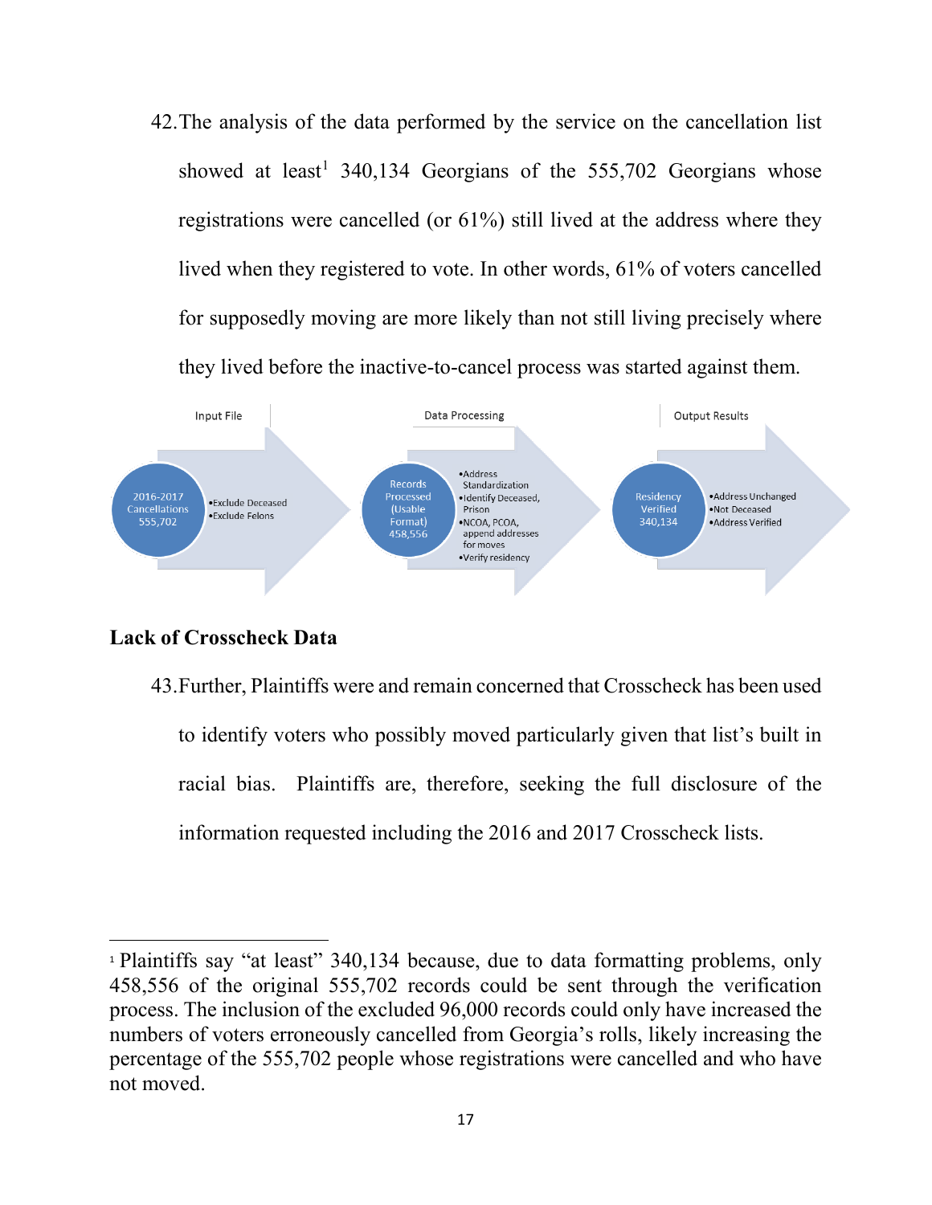42. The analysis of the data performed by the service on the cancellation list showed at least[1] 340,134 Georgians of the 555,702 Georgians whose registrations were cancelled (or 61%) still lived at the address where they lived when they registered to vote. In other words, 61% of voters cancelled for supposedly moving are more likely than not still living precisely where they lived before the inactive-to-cancel process was started against them.

| Input File | Data Processing | Output Results |
|---|---|---|
| 2016-2017 Cancellations 555,702 | Records Processed (Usable Format) 458,556 | Residency Verified 340,134 |
| • Exclude Deceased<br>• Exclude Felons | • Address Standardization<br>• Identify Deceased, Prison<br>• NCOA, PCOA, append addresses for moves<br>• Verify residency | • Address Unchanged<br>• Not Deceased<br>• Address Verified |

**Lack of Crosscheck Data**

43. Further, Plaintiffs were and remain concerned that Crosscheck has been used to identify voters who possibly moved particularly given that list's built in racial bias. Plaintiffs are, therefore, seeking the full disclosure of the information requested including the 2016 and 2017 Crosscheck lists.

---

[1] Plaintiffs say "at least" 340,134 because, due to data formatting problems, only 458,556 of the original 555,702 records could be sent through the verification process. The inclusion of the excluded 96,000 records could only have increased the numbers of voters erroneously cancelled from Georgia's rolls, likely increasing the percentage of the 555,702 people whose registrations were cancelled and who have not moved.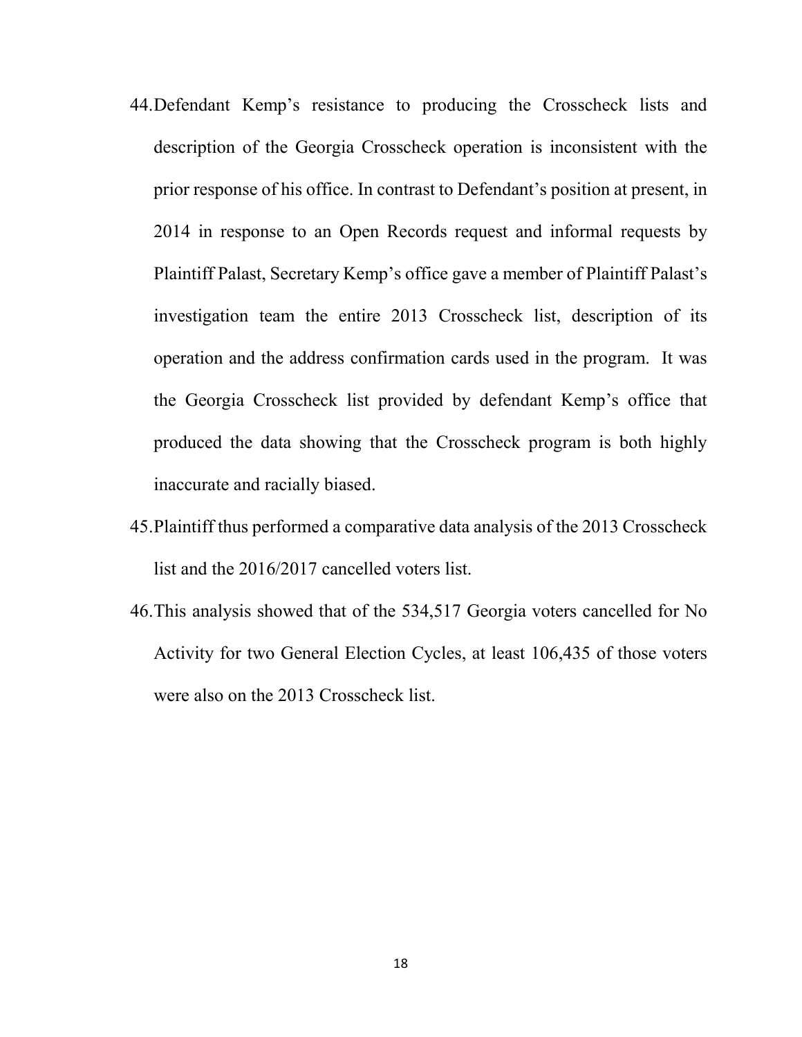44. Defendant Kemp's resistance to producing the Crosscheck lists and description of the Georgia Crosscheck operation is inconsistent with the prior response of his office. In contrast to Defendant's position at present, in 2014 in response to an Open Records request and informal requests by Plaintiff Palast, Secretary Kemp's office gave a member of Plaintiff Palast's investigation team the entire 2013 Crosscheck list, description of its operation and the address confirmation cards used in the program. It was the Georgia Crosscheck list provided by defendant Kemp's office that produced the data showing that the Crosscheck program is both highly inaccurate and racially biased.

45. Plaintiff thus performed a comparative data analysis of the 2013 Crosscheck list and the 2016/2017 cancelled voters list.

46. This analysis showed that of the 534,517 Georgia voters cancelled for No Activity for two General Election Cycles, at least 106,435 of those voters were also on the 2013 Crosscheck list.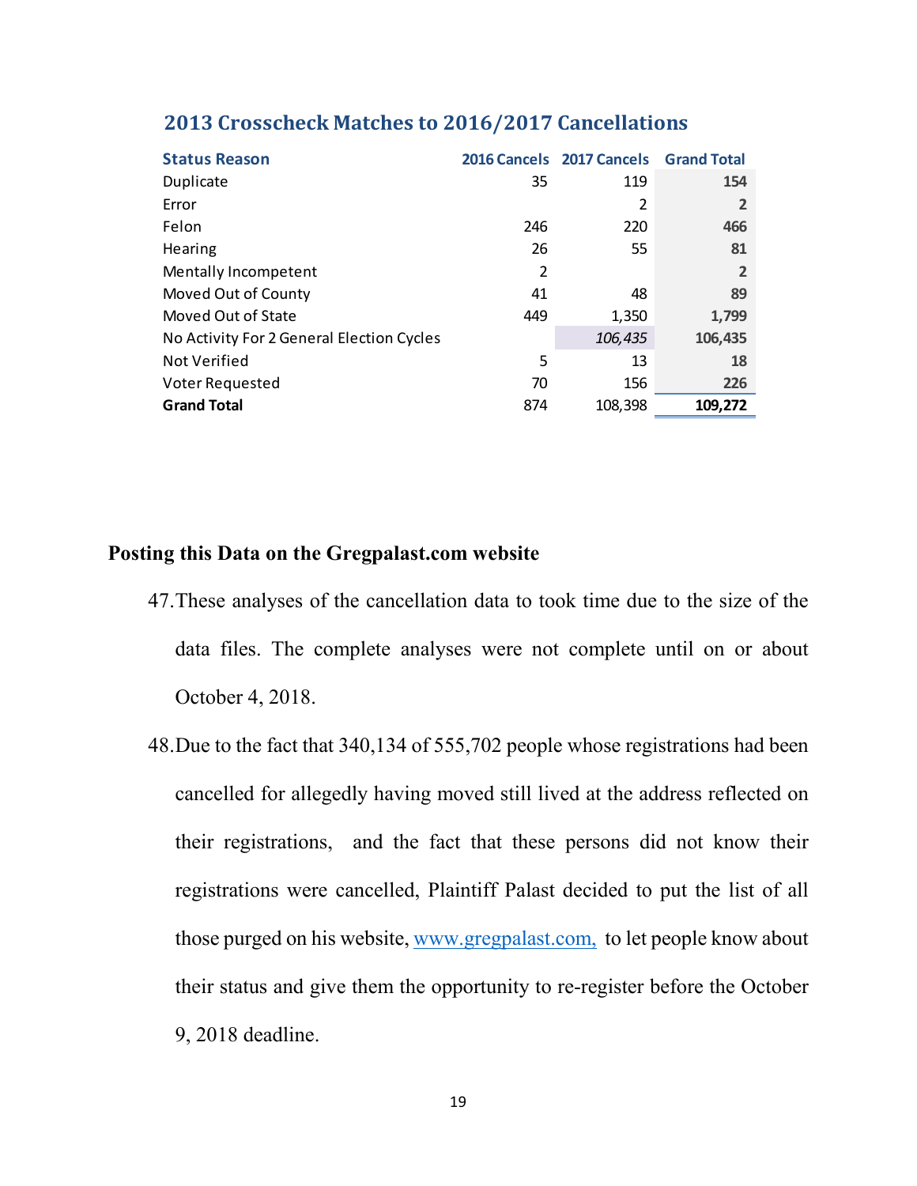## 2013 Crosscheck Matches to 2016/2017 Cancellations

| Status Reason | 2016 Cancels | 2017 Cancels | Grand Total |
|---|---|---|---|
| Duplicate | 35 | 119 | **154** |
| Error | | 2 | **2** |
| Felon | 246 | 220 | **466** |
| Hearing | 26 | 55 | **81** |
| Mentally Incompetent | 2 | | **2** |
| Moved Out of County | 41 | 48 | **89** |
| Moved Out of State | 449 | 1,350 | **1,799** |
| No Activity For 2 General Election Cycles | | *106,435* | **106,435** |
| Not Verified | 5 | 13 | **18** |
| Voter Requested | 70 | 156 | **226** |
| **Grand Total** | 874 | 108,398 | **109,272** |

### Posting this Data on the Gregpalast.com website

47. These analyses of the cancellation data to took time due to the size of the data files. The complete analyses were not complete until on or about October 4, 2018.

48. Due to the fact that 340,134 of 555,702 people whose registrations had been cancelled for allegedly having moved still lived at the address reflected on their registrations, and the fact that these persons did not know their registrations were cancelled, Plaintiff Palast decided to put the list of all those purged on his website, www.gregpalast.com, to let people know about their status and give them the opportunity to re-register before the October 9, 2018 deadline.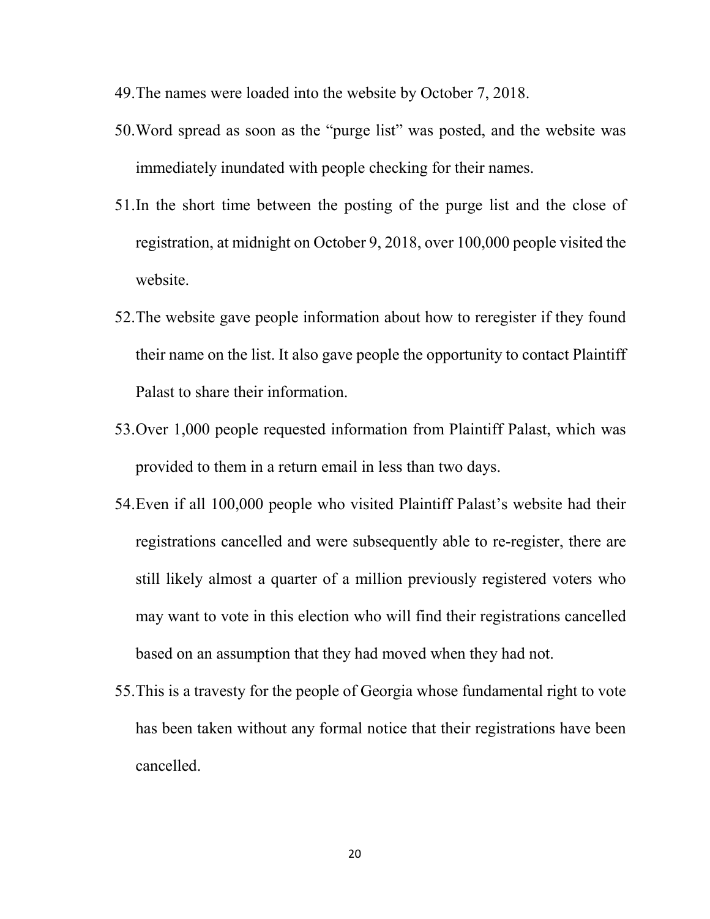49. The names were loaded into the website by October 7, 2018.

50. Word spread as soon as the "purge list" was posted, and the website was immediately inundated with people checking for their names.

51. In the short time between the posting of the purge list and the close of registration, at midnight on October 9, 2018, over 100,000 people visited the website.

52. The website gave people information about how to reregister if they found their name on the list. It also gave people the opportunity to contact Plaintiff Palast to share their information.

53. Over 1,000 people requested information from Plaintiff Palast, which was provided to them in a return email in less than two days.

54. Even if all 100,000 people who visited Plaintiff Palast's website had their registrations cancelled and were subsequently able to re-register, there are still likely almost a quarter of a million previously registered voters who may want to vote in this election who will find their registrations cancelled based on an assumption that they had moved when they had not.

55. This is a travesty for the people of Georgia whose fundamental right to vote has been taken without any formal notice that their registrations have been cancelled.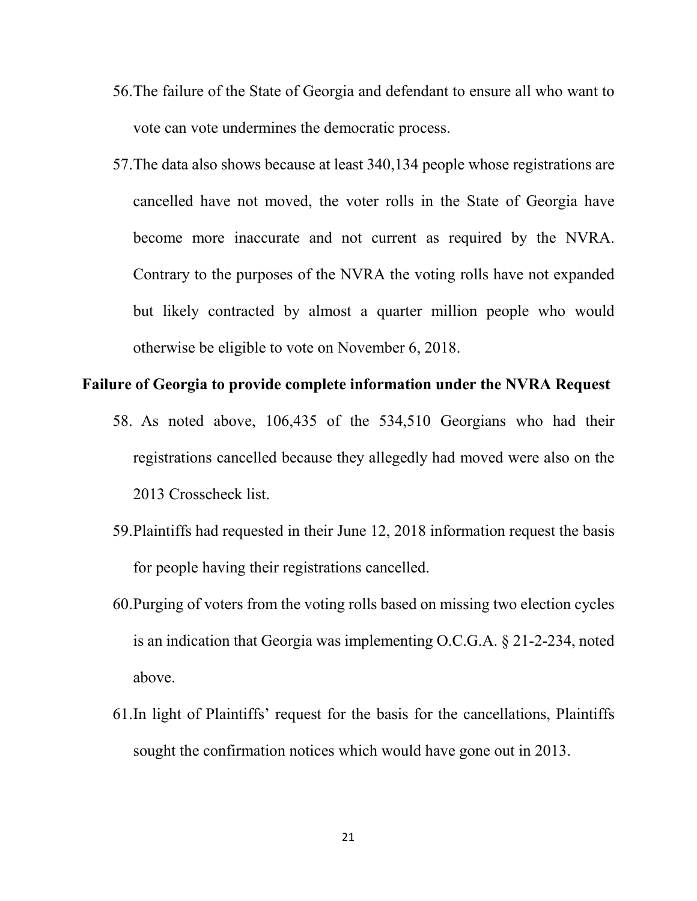56. The failure of the State of Georgia and defendant to ensure all who want to vote can vote undermines the democratic process.

57. The data also shows because at least 340,134 people whose registrations are cancelled have not moved, the voter rolls in the State of Georgia have become more inaccurate and not current as required by the NVRA. Contrary to the purposes of the NVRA the voting rolls have not expanded but likely contracted by almost a quarter million people who would otherwise be eligible to vote on November 6, 2018.

**Failure of Georgia to provide complete information under the NVRA Request**

58. As noted above, 106,435 of the 534,510 Georgians who had their registrations cancelled because they allegedly had moved were also on the 2013 Crosscheck list.

59. Plaintiffs had requested in their June 12, 2018 information request the basis for people having their registrations cancelled.

60. Purging of voters from the voting rolls based on missing two election cycles is an indication that Georgia was implementing O.C.G.A. § 21-2-234, noted above.

61. In light of Plaintiffs' request for the basis for the cancellations, Plaintiffs sought the confirmation notices which would have gone out in 2013.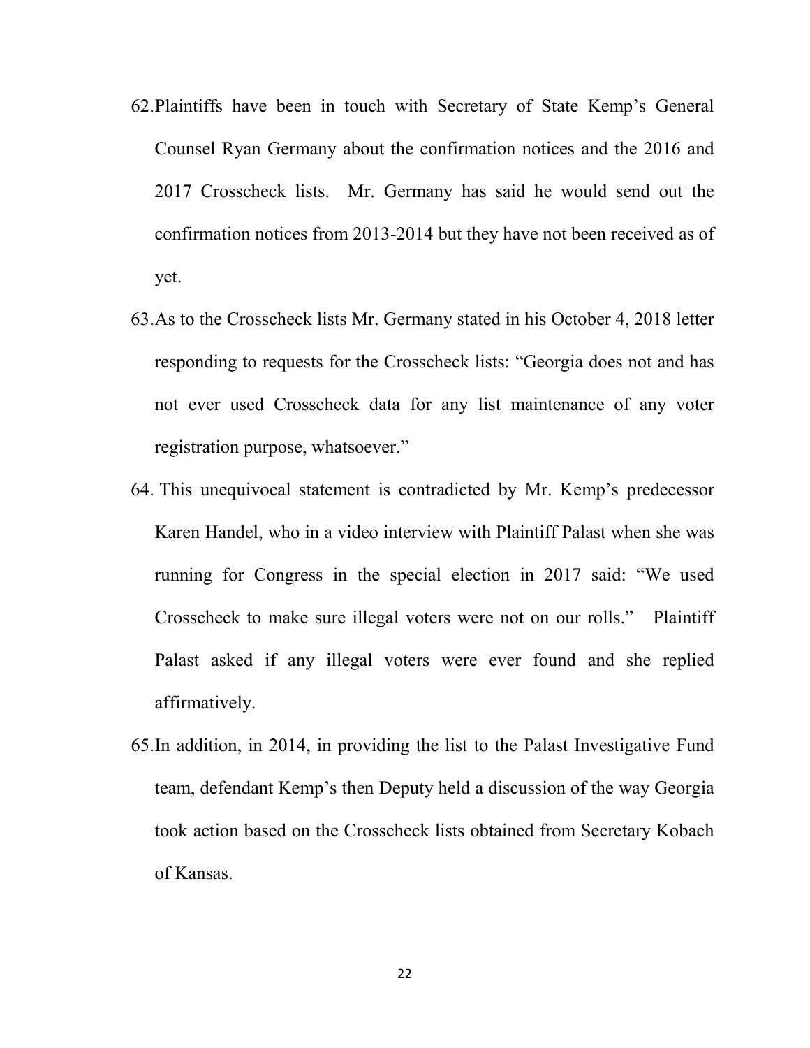62. Plaintiffs have been in touch with Secretary of State Kemp's General Counsel Ryan Germany about the confirmation notices and the 2016 and 2017 Crosscheck lists. Mr. Germany has said he would send out the confirmation notices from 2013-2014 but they have not been received as of yet.

63. As to the Crosscheck lists Mr. Germany stated in his October 4, 2018 letter responding to requests for the Crosscheck lists: "Georgia does not and has not ever used Crosscheck data for any list maintenance of any voter registration purpose, whatsoever."

64. This unequivocal statement is contradicted by Mr. Kemp's predecessor Karen Handel, who in a video interview with Plaintiff Palast when she was running for Congress in the special election in 2017 said: "We used Crosscheck to make sure illegal voters were not on our rolls." Plaintiff Palast asked if any illegal voters were ever found and she replied affirmatively.

65. In addition, in 2014, in providing the list to the Palast Investigative Fund team, defendant Kemp's then Deputy held a discussion of the way Georgia took action based on the Crosscheck lists obtained from Secretary Kobach of Kansas.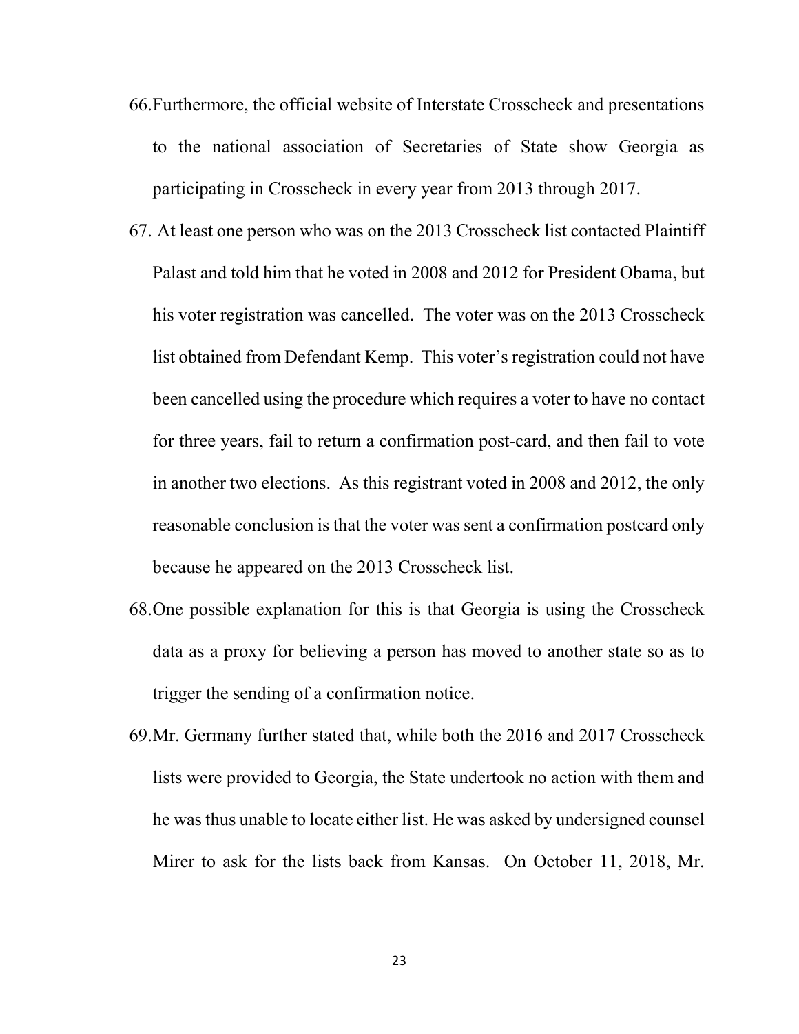66. Furthermore, the official website of Interstate Crosscheck and presentations to the national association of Secretaries of State show Georgia as participating in Crosscheck in every year from 2013 through 2017.

67. At least one person who was on the 2013 Crosscheck list contacted Plaintiff Palast and told him that he voted in 2008 and 2012 for President Obama, but his voter registration was cancelled. The voter was on the 2013 Crosscheck list obtained from Defendant Kemp. This voter's registration could not have been cancelled using the procedure which requires a voter to have no contact for three years, fail to return a confirmation post-card, and then fail to vote in another two elections. As this registrant voted in 2008 and 2012, the only reasonable conclusion is that the voter was sent a confirmation postcard only because he appeared on the 2013 Crosscheck list.

68. One possible explanation for this is that Georgia is using the Crosscheck data as a proxy for believing a person has moved to another state so as to trigger the sending of a confirmation notice.

69. Mr. Germany further stated that, while both the 2016 and 2017 Crosscheck lists were provided to Georgia, the State undertook no action with them and he was thus unable to locate either list. He was asked by undersigned counsel Mirer to ask for the lists back from Kansas. On October 11, 2018, Mr.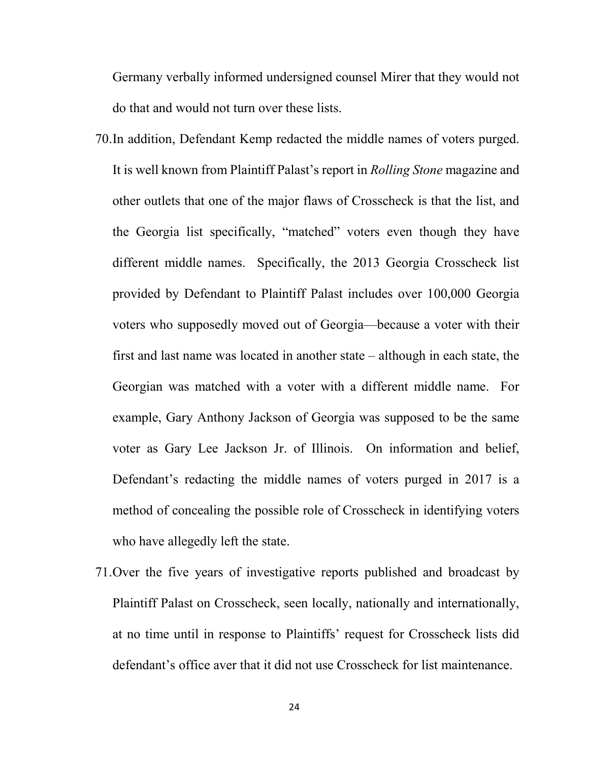Germany verbally informed undersigned counsel Mirer that they would not do that and would not turn over these lists.

70. In addition, Defendant Kemp redacted the middle names of voters purged. It is well known from Plaintiff Palast's report in *Rolling Stone* magazine and other outlets that one of the major flaws of Crosscheck is that the list, and the Georgia list specifically, "matched" voters even though they have different middle names. Specifically, the 2013 Georgia Crosscheck list provided by Defendant to Plaintiff Palast includes over 100,000 Georgia voters who supposedly moved out of Georgia—because a voter with their first and last name was located in another state – although in each state, the Georgian was matched with a voter with a different middle name. For example, Gary Anthony Jackson of Georgia was supposed to be the same voter as Gary Lee Jackson Jr. of Illinois. On information and belief, Defendant's redacting the middle names of voters purged in 2017 is a method of concealing the possible role of Crosscheck in identifying voters who have allegedly left the state.

71. Over the five years of investigative reports published and broadcast by Plaintiff Palast on Crosscheck, seen locally, nationally and internationally, at no time until in response to Plaintiffs' request for Crosscheck lists did defendant's office aver that it did not use Crosscheck for list maintenance.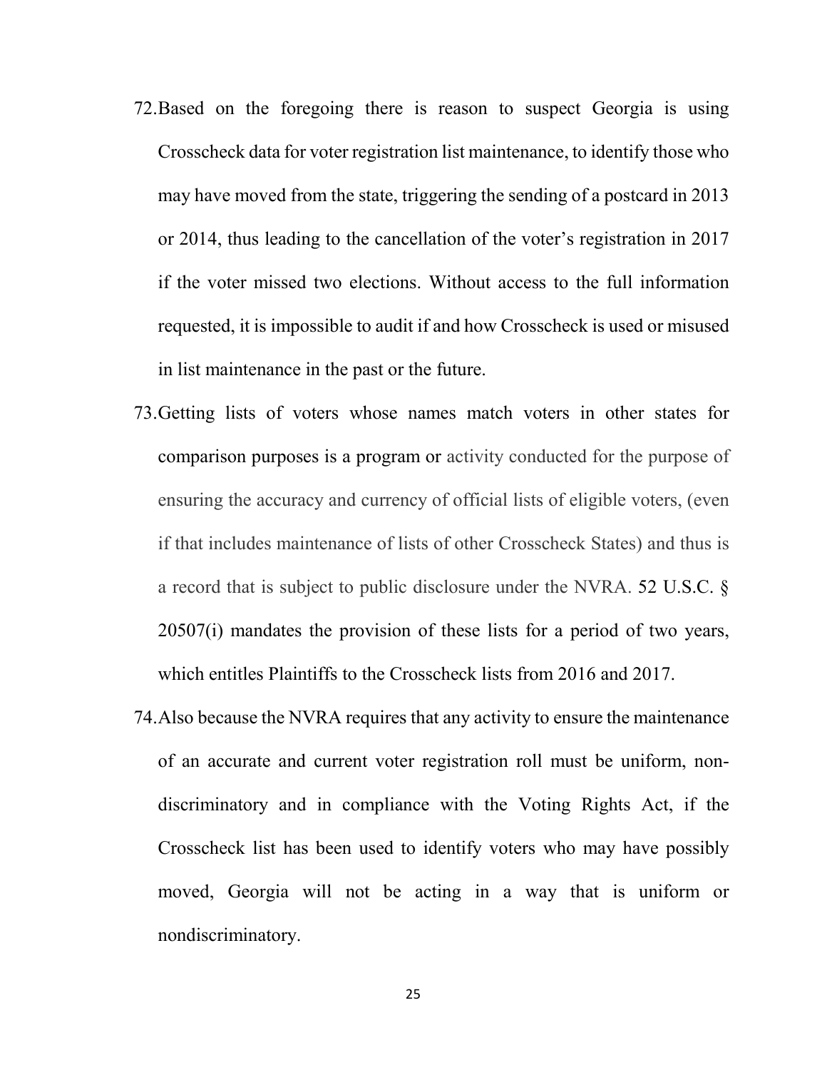72. Based on the foregoing there is reason to suspect Georgia is using Crosscheck data for voter registration list maintenance, to identify those who may have moved from the state, triggering the sending of a postcard in 2013 or 2014, thus leading to the cancellation of the voter's registration in 2017 if the voter missed two elections. Without access to the full information requested, it is impossible to audit if and how Crosscheck is used or misused in list maintenance in the past or the future.

73. Getting lists of voters whose names match voters in other states for comparison purposes is a program or activity conducted for the purpose of ensuring the accuracy and currency of official lists of eligible voters, (even if that includes maintenance of lists of other Crosscheck States) and thus is a record that is subject to public disclosure under the NVRA. 52 U.S.C. § 20507(i) mandates the provision of these lists for a period of two years, which entitles Plaintiffs to the Crosscheck lists from 2016 and 2017.

74. Also because the NVRA requires that any activity to ensure the maintenance of an accurate and current voter registration roll must be uniform, non-discriminatory and in compliance with the Voting Rights Act, if the Crosscheck list has been used to identify voters who may have possibly moved, Georgia will not be acting in a way that is uniform or nondiscriminatory.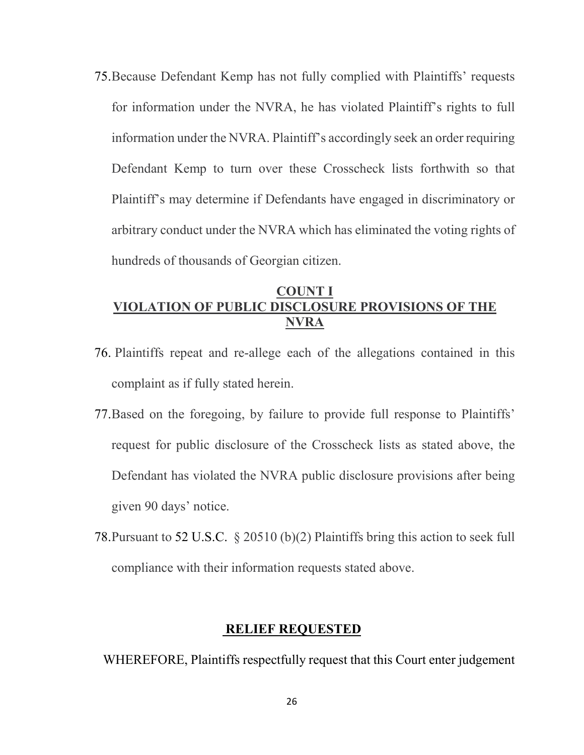75. Because Defendant Kemp has not fully complied with Plaintiffs' requests for information under the NVRA, he has violated Plaintiff's rights to full information under the NVRA. Plaintiff's accordingly seek an order requiring Defendant Kemp to turn over these Crosscheck lists forthwith so that Plaintiff's may determine if Defendants have engaged in discriminatory or arbitrary conduct under the NVRA which has eliminated the voting rights of hundreds of thousands of Georgian citizen.

## COUNT I
## VIOLATION OF PUBLIC DISCLOSURE PROVISIONS OF THE NVRA

76. Plaintiffs repeat and re-allege each of the allegations contained in this complaint as if fully stated herein.

77. Based on the foregoing, by failure to provide full response to Plaintiffs' request for public disclosure of the Crosscheck lists as stated above, the Defendant has violated the NVRA public disclosure provisions after being given 90 days' notice.

78. Pursuant to 52 U.S.C. § 20510 (b)(2) Plaintiffs bring this action to seek full compliance with their information requests stated above.

## RELIEF REQUESTED

WHEREFORE, Plaintiffs respectfully request that this Court enter judgement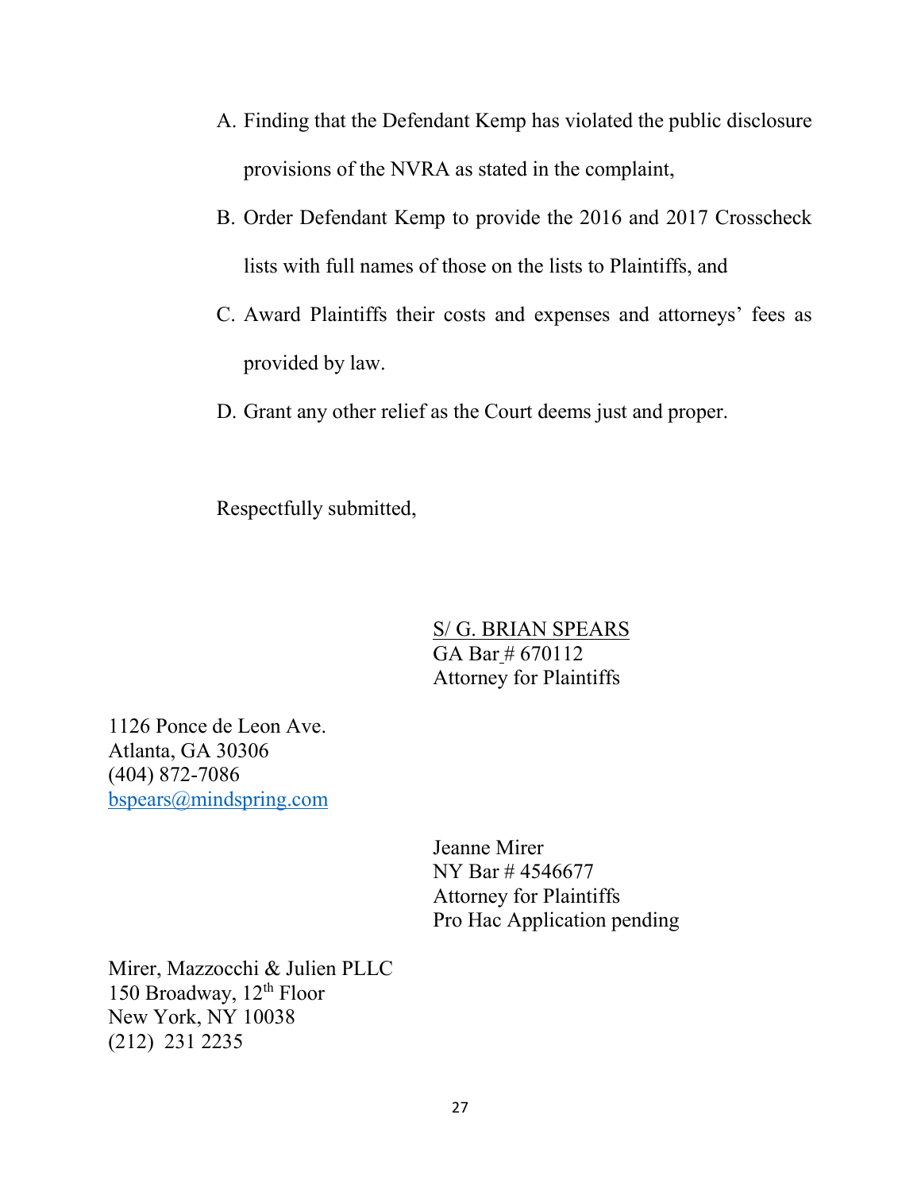A. Finding that the Defendant Kemp has violated the public disclosure provisions of the NVRA as stated in the complaint,

B. Order Defendant Kemp to provide the 2016 and 2017 Crosscheck lists with full names of those on the lists to Plaintiffs, and

C. Award Plaintiffs their costs and expenses and attorneys' fees as provided by law.

D. Grant any other relief as the Court deems just and proper.

Respectfully submitted,

S/ G. BRIAN SPEARS
GA Bar # 670112
Attorney for Plaintiffs

1126 Ponce de Leon Ave.
Atlanta, GA 30306
(404) 872-7086
bspears@mindspring.com

Jeanne Mirer
NY Bar # 4546677
Attorney for Plaintiffs
Pro Hac Application pending

Mirer, Mazzocchi & Julien PLLC
150 Broadway, 12th Floor
New York, NY 10038
(212) 231 2235